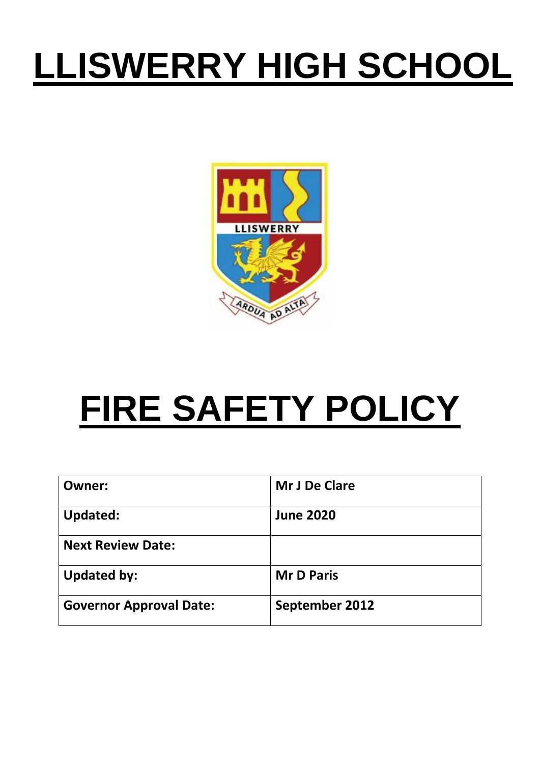# LLISWERRY HIGH SCHOOL

# FIRE SAFETY POLICY

| **Owner:** | **Mr J De Clare** |
|---|---|
| **Updated:** | **June 2020** |
| **Next Review Date:** | |
| **Updated by:** | **Mr D Paris** |
| **Governor Approval Date:** | **September 2012** |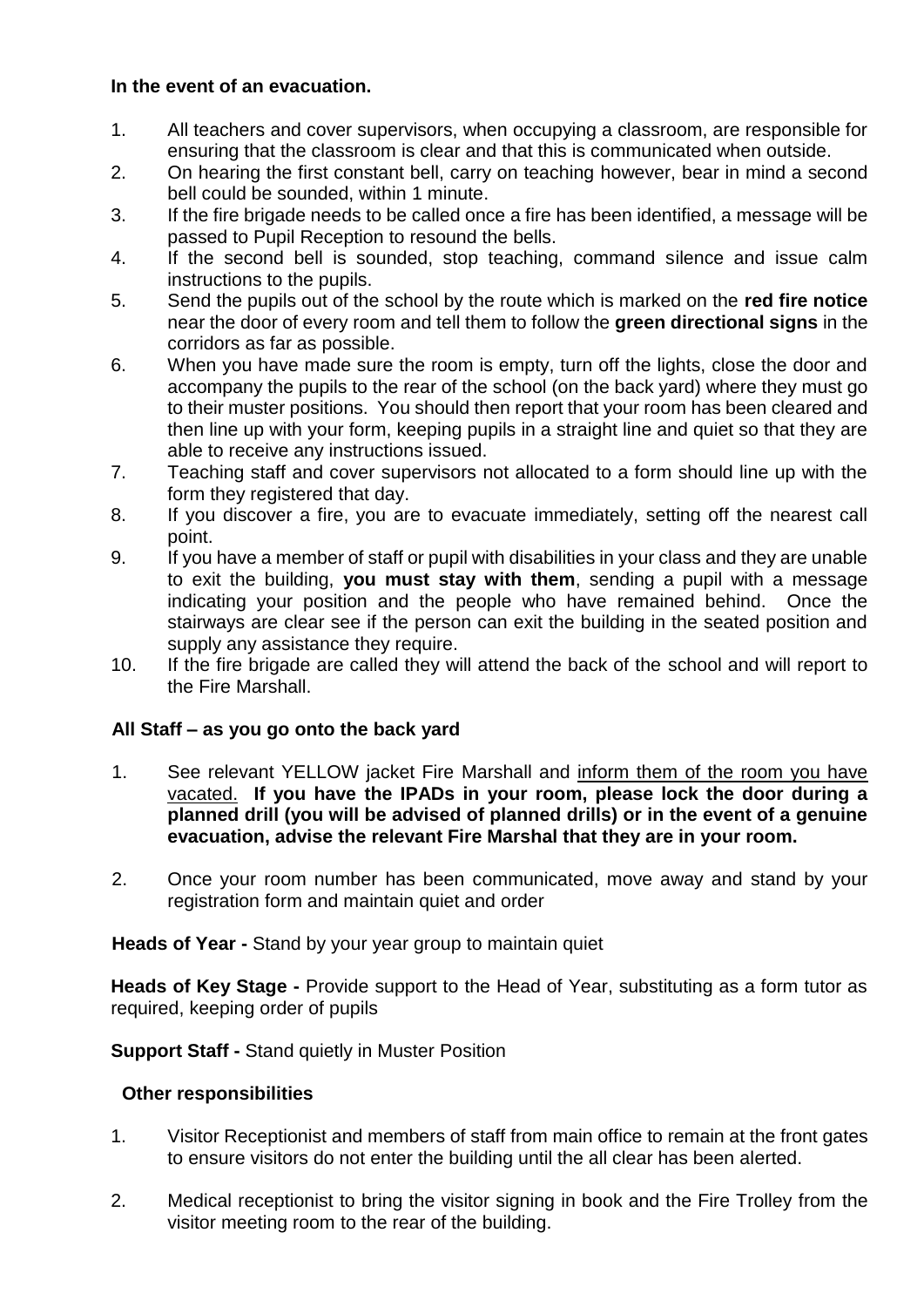**In the event of an evacuation.**

1. All teachers and cover supervisors, when occupying a classroom, are responsible for ensuring that the classroom is clear and that this is communicated when outside.
2. On hearing the first constant bell, carry on teaching however, bear in mind a second bell could be sounded, within 1 minute.
3. If the fire brigade needs to be called once a fire has been identified, a message will be passed to Pupil Reception to resound the bells.
4. If the second bell is sounded, stop teaching, command silence and issue calm instructions to the pupils.
5. Send the pupils out of the school by the route which is marked on the **red fire notice** near the door of every room and tell them to follow the **green directional signs** in the corridors as far as possible.
6. When you have made sure the room is empty, turn off the lights, close the door and accompany the pupils to the rear of the school (on the back yard) where they must go to their muster positions. You should then report that your room has been cleared and then line up with your form, keeping pupils in a straight line and quiet so that they are able to receive any instructions issued.
7. Teaching staff and cover supervisors not allocated to a form should line up with the form they registered that day.
8. If you discover a fire, you are to evacuate immediately, setting off the nearest call point.
9. If you have a member of staff or pupil with disabilities in your class and they are unable to exit the building, **you must stay with them**, sending a pupil with a message indicating your position and the people who have remained behind. Once the stairways are clear see if the person can exit the building in the seated position and supply any assistance they require.
10. If the fire brigade are called they will attend the back of the school and will report to the Fire Marshall.

**All Staff – as you go onto the back yard**

1. See relevant YELLOW jacket Fire Marshall and <u>inform them of the room you have vacated.</u> **If you have the IPADs in your room, please lock the door during a planned drill (you will be advised of planned drills) or in the event of a genuine evacuation, advise the relevant Fire Marshal that they are in your room.**

2. Once your room number has been communicated, move away and stand by your registration form and maintain quiet and order

**Heads of Year -** Stand by your year group to maintain quiet

**Heads of Key Stage -** Provide support to the Head of Year, substituting as a form tutor as required, keeping order of pupils

**Support Staff -** Stand quietly in Muster Position

**Other responsibilities**

1. Visitor Receptionist and members of staff from main office to remain at the front gates to ensure visitors do not enter the building until the all clear has been alerted.

2. Medical receptionist to bring the visitor signing in book and the Fire Trolley from the visitor meeting room to the rear of the building.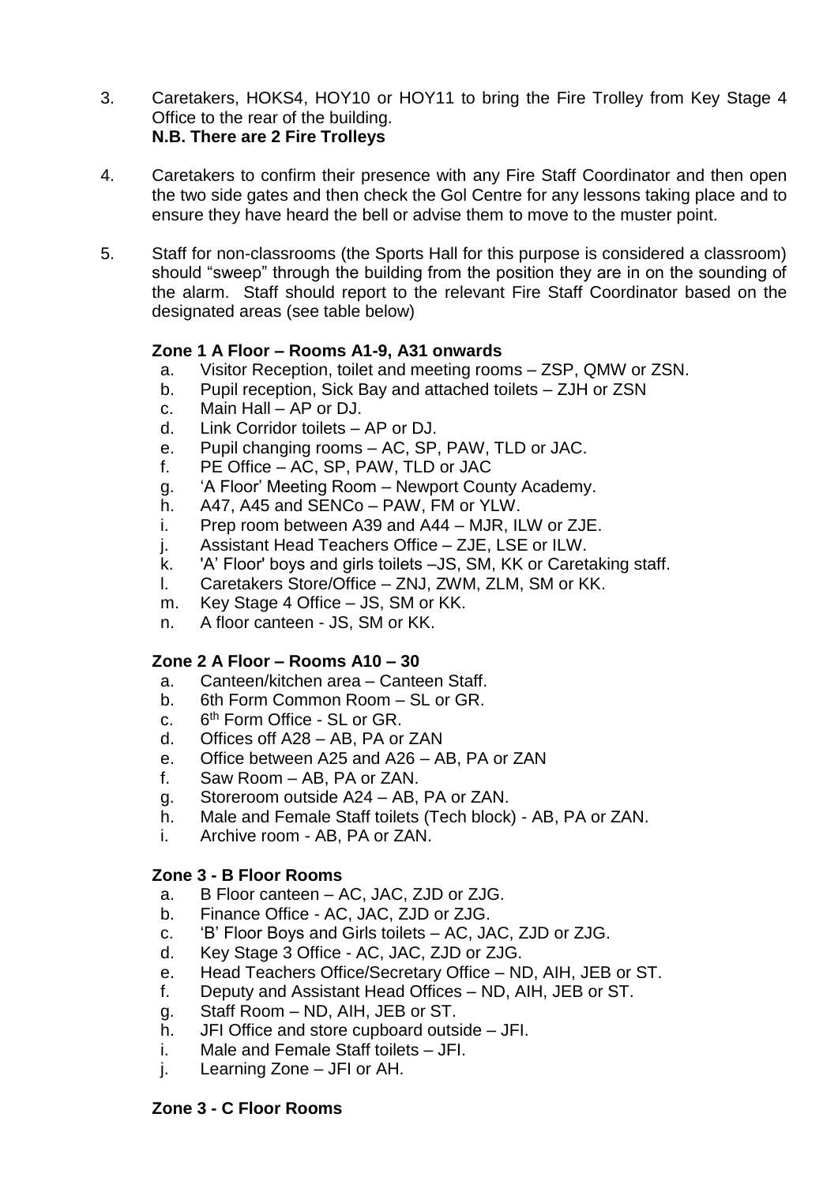3. Caretakers, HOKS4, HOY10 or HOY11 to bring the Fire Trolley from Key Stage 4 Office to the rear of the building.
   **N.B. There are 2 Fire Trolleys**

4. Caretakers to confirm their presence with any Fire Staff Coordinator and then open the two side gates and then check the Gol Centre for any lessons taking place and to ensure they have heard the bell or advise them to move to the muster point.

5. Staff for non-classrooms (the Sports Hall for this purpose is considered a classroom) should "sweep" through the building from the position they are in on the sounding of the alarm. Staff should report to the relevant Fire Staff Coordinator based on the designated areas (see table below)

**Zone 1 A Floor – Rooms A1-9, A31 onwards**

a. Visitor Reception, toilet and meeting rooms – ZSP, QMW or ZSN.
b. Pupil reception, Sick Bay and attached toilets – ZJH or ZSN
c. Main Hall – AP or DJ.
d. Link Corridor toilets – AP or DJ.
e. Pupil changing rooms – AC, SP, PAW, TLD or JAC.
f. PE Office – AC, SP, PAW, TLD or JAC
g. 'A Floor' Meeting Room – Newport County Academy.
h. A47, A45 and SENCo – PAW, FM or YLW.
i. Prep room between A39 and A44 – MJR, ILW or ZJE.
j. Assistant Head Teachers Office – ZJE, LSE or ILW.
k. 'A' Floor' boys and girls toilets –JS, SM, KK or Caretaking staff.
l. Caretakers Store/Office – ZNJ, ZWM, ZLM, SM or KK.
m. Key Stage 4 Office – JS, SM or KK.
n. A floor canteen - JS, SM or KK.

**Zone 2 A Floor – Rooms A10 – 30**

a. Canteen/kitchen area – Canteen Staff.
b. 6th Form Common Room – SL or GR.
c. 6th Form Office - SL or GR.
d. Offices off A28 – AB, PA or ZAN
e. Office between A25 and A26 – AB, PA or ZAN
f. Saw Room – AB, PA or ZAN.
g. Storeroom outside A24 – AB, PA or ZAN.
h. Male and Female Staff toilets (Tech block) - AB, PA or ZAN.
i. Archive room - AB, PA or ZAN.

**Zone 3 - B Floor Rooms**

a. B Floor canteen – AC, JAC, ZJD or ZJG.
b. Finance Office - AC, JAC, ZJD or ZJG.
c. 'B' Floor Boys and Girls toilets – AC, JAC, ZJD or ZJG.
d. Key Stage 3 Office - AC, JAC, ZJD or ZJG.
e. Head Teachers Office/Secretary Office – ND, AIH, JEB or ST.
f. Deputy and Assistant Head Offices – ND, AIH, JEB or ST.
g. Staff Room – ND, AIH, JEB or ST.
h. JFI Office and store cupboard outside – JFI.
i. Male and Female Staff toilets – JFI.
j. Learning Zone – JFI or AH.

**Zone 3 - C Floor Rooms**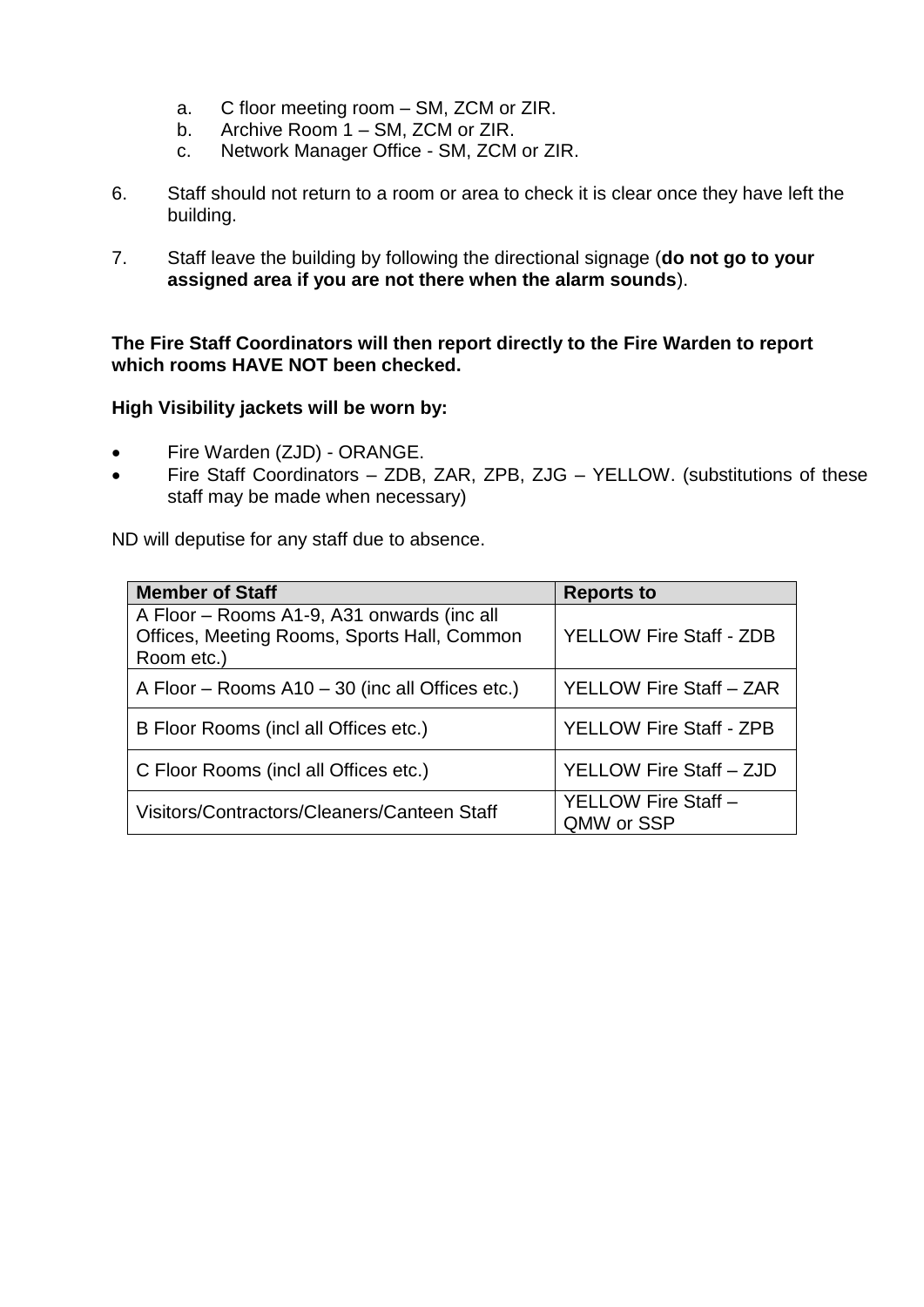a. C floor meeting room – SM, ZCM or ZIR.
b. Archive Room 1 – SM, ZCM or ZIR.
c. Network Manager Office - SM, ZCM or ZIR.

6. Staff should not return to a room or area to check it is clear once they have left the building.

7. Staff leave the building by following the directional signage (**do not go to your assigned area if you are not there when the alarm sounds**).

**The Fire Staff Coordinators will then report directly to the Fire Warden to report which rooms HAVE NOT been checked.**

**High Visibility jackets will be worn by:**

- Fire Warden (ZJD) - ORANGE.
- Fire Staff Coordinators – ZDB, ZAR, ZPB, ZJG – YELLOW. (substitutions of these staff may be made when necessary)

ND will deputise for any staff due to absence.

| Member of Staff | Reports to |
|---|---|
| A Floor – Rooms A1-9, A31 onwards (inc all Offices, Meeting Rooms, Sports Hall, Common Room etc.) | YELLOW Fire Staff - ZDB |
| A Floor – Rooms A10 – 30 (inc all Offices etc.) | YELLOW Fire Staff – ZAR |
| B Floor Rooms (incl all Offices etc.) | YELLOW Fire Staff - ZPB |
| C Floor Rooms (incl all Offices etc.) | YELLOW Fire Staff – ZJD |
| Visitors/Contractors/Cleaners/Canteen Staff | YELLOW Fire Staff – QMW or SSP |